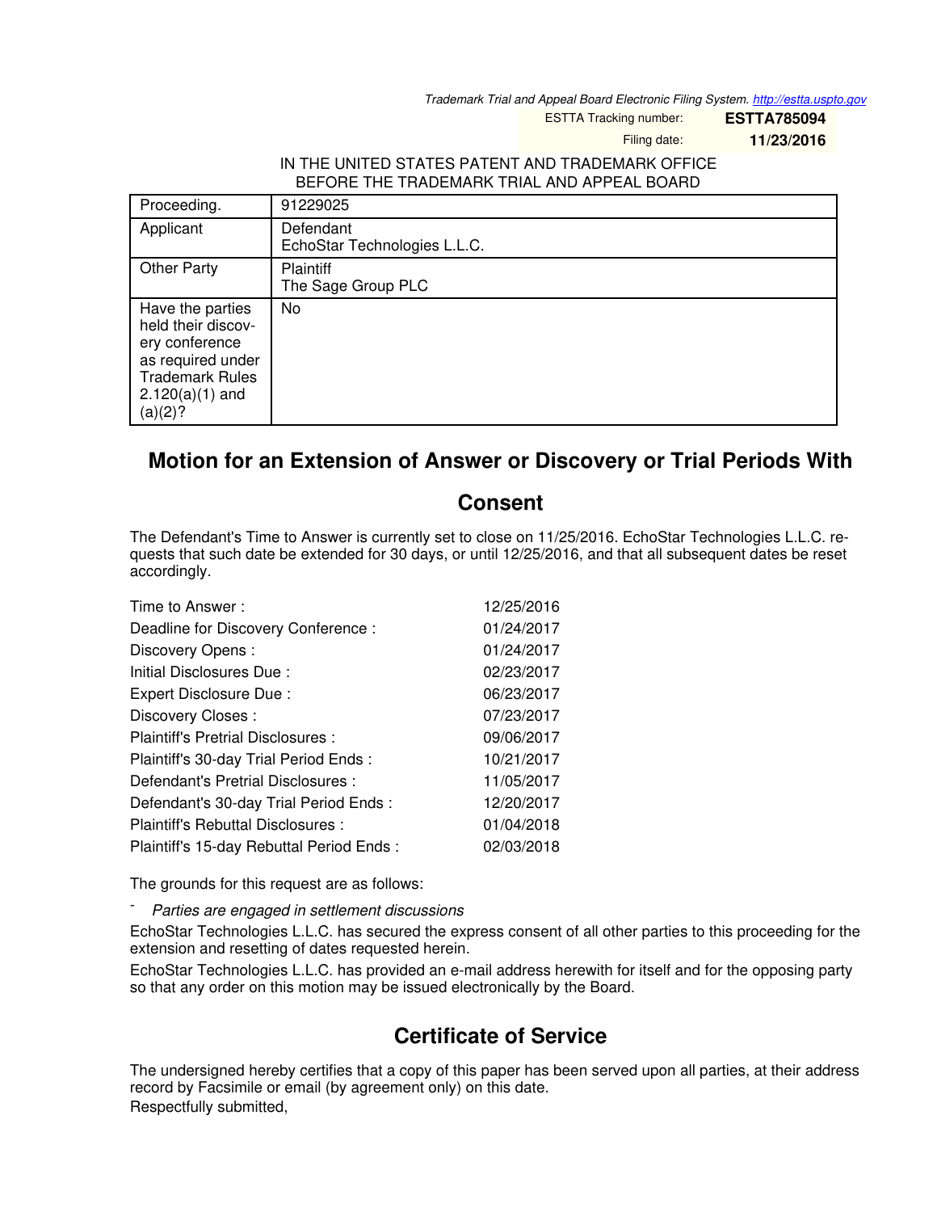Trademark Trial and Appeal Board Electronic Filing System. http://estta.uspto.gov

ESTTA Tracking number: **ESTTA785094**

Filing date: **11/23/2016**

IN THE UNITED STATES PATENT AND TRADEMARK OFFICE
BEFORE THE TRADEMARK TRIAL AND APPEAL BOARD

| | |
|---|---|
| Proceeding. | 91229025 |
| Applicant | Defendant<br>EchoStar Technologies L.L.C. |
| Other Party | Plaintiff<br>The Sage Group PLC |
| Have the parties held their discovery conference as required under Trademark Rules 2.120(a)(1) and (a)(2)? | No |

## Motion for an Extension of Answer or Discovery or Trial Periods With Consent

The Defendant's Time to Answer is currently set to close on 11/25/2016. EchoStar Technologies L.L.C. requests that such date be extended for 30 days, or until 12/25/2016, and that all subsequent dates be reset accordingly.

| | |
|---|---|
| Time to Answer : | 12/25/2016 |
| Deadline for Discovery Conference : | 01/24/2017 |
| Discovery Opens : | 01/24/2017 |
| Initial Disclosures Due : | 02/23/2017 |
| Expert Disclosure Due : | 06/23/2017 |
| Discovery Closes : | 07/23/2017 |
| Plaintiff's Pretrial Disclosures : | 09/06/2017 |
| Plaintiff's 30-day Trial Period Ends : | 10/21/2017 |
| Defendant's Pretrial Disclosures : | 11/05/2017 |
| Defendant's 30-day Trial Period Ends : | 12/20/2017 |
| Plaintiff's Rebuttal Disclosures : | 01/04/2018 |
| Plaintiff's 15-day Rebuttal Period Ends : | 02/03/2018 |

The grounds for this request are as follows:

- *Parties are engaged in settlement discussions*

EchoStar Technologies L.L.C. has secured the express consent of all other parties to this proceeding for the extension and resetting of dates requested herein.

EchoStar Technologies L.L.C. has provided an e-mail address herewith for itself and for the opposing party so that any order on this motion may be issued electronically by the Board.

## Certificate of Service

The undersigned hereby certifies that a copy of this paper has been served upon all parties, at their address record by Facsimile or email (by agreement only) on this date.

Respectfully submitted,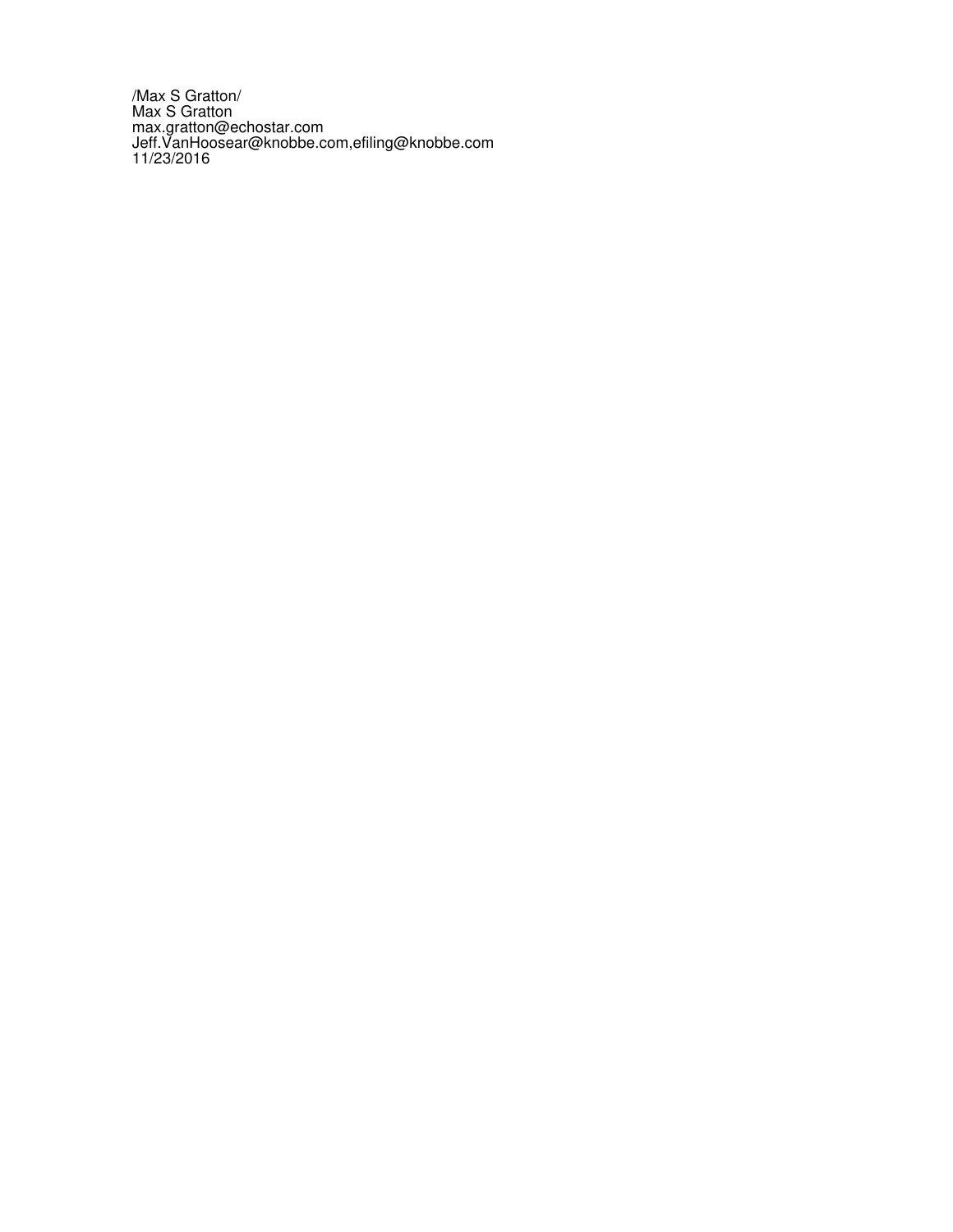/Max S Gratton/
Max S Gratton
max.gratton@echostar.com
Jeff.VanHoosear@knobbe.com,efiling@knobbe.com
11/23/2016